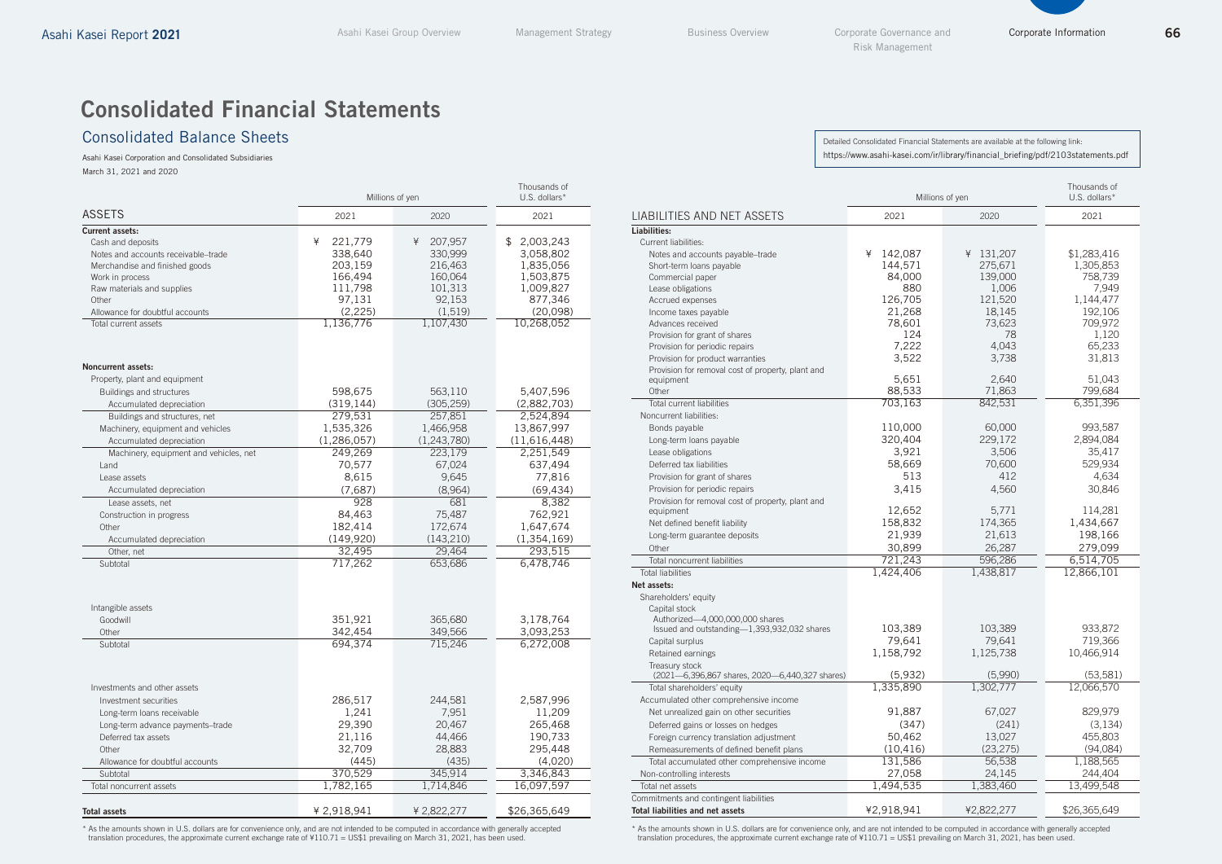# Consolidated Financial Statements

## Consolidated Balance Sheets

Asahi Kasei Corporation and Consolidated Subsidiaries
March 31, 2021 and 2020

Detailed Consolidated Financial Statements are available at the following link:
https://www.asahi-kasei.com/ir/library/financial_briefing/pdf/2103statements.pdf

| ASSETS | Millions of yen 2021 | Millions of yen 2020 | Thousands of U.S. dollars* 2021 |
|---|---|---|---|
| **Current assets:** | | | |
| Cash and deposits | ¥ 221,779 | ¥ 207,957 | $ 2,003,243 |
| Notes and accounts receivable–trade | 338,640 | 330,999 | 3,058,802 |
| Merchandise and finished goods | 203,159 | 216,463 | 1,835,056 |
| Work in process | 166,494 | 160,064 | 1,503,875 |
| Raw materials and supplies | 111,798 | 101,313 | 1,009,827 |
| Other | 97,131 | 92,153 | 877,346 |
| Allowance for doubtful accounts | (2,225) | (1,519) | (20,098) |
| Total current assets | 1,136,776 | 1,107,430 | 10,268,052 |
| **Noncurrent assets:** | | | |
| Property, plant and equipment | | | |
| Buildings and structures | 598,675 | 563,110 | 5,407,596 |
| Accumulated depreciation | (319,144) | (305,259) | (2,882,703) |
| Buildings and structures, net | 279,531 | 257,851 | 2,524,894 |
| Machinery, equipment and vehicles | 1,535,326 | 1,466,958 | 13,867,997 |
| Accumulated depreciation | (1,286,057) | (1,243,780) | (11,616,448) |
| Machinery, equipment and vehicles, net | 249,269 | 223,179 | 2,251,549 |
| Land | 70,577 | 67,024 | 637,494 |
| Lease assets | 8,615 | 9,645 | 77,816 |
| Accumulated depreciation | (7,687) | (8,964) | (69,434) |
| Lease assets, net | 928 | 681 | 8,382 |
| Construction in progress | 84,463 | 75,487 | 762,921 |
| Other | 182,414 | 172,674 | 1,647,674 |
| Accumulated depreciation | (149,920) | (143,210) | (1,354,169) |
| Other, net | 32,495 | 29,464 | 293,515 |
| Subtotal | 717,262 | 653,686 | 6,478,746 |
| Intangible assets | | | |
| Goodwill | 351,921 | 365,680 | 3,178,764 |
| Other | 342,454 | 349,566 | 3,093,253 |
| Subtotal | 694,374 | 715,246 | 6,272,008 |
| Investments and other assets | | | |
| Investment securities | 286,517 | 244,581 | 2,587,996 |
| Long-term loans receivable | 1,241 | 7,951 | 11,209 |
| Long-term advance payments–trade | 29,390 | 20,467 | 265,468 |
| Deferred tax assets | 21,116 | 44,466 | 190,733 |
| Other | 32,709 | 28,883 | 295,448 |
| Allowance for doubtful accounts | (445) | (435) | (4,020) |
| Subtotal | 370,529 | 345,914 | 3,346,843 |
| Total noncurrent assets | 1,782,165 | 1,714,846 | 16,097,597 |
| **Total assets** | ¥ 2,918,941 | ¥ 2,822,277 | $26,365,649 |

\* As the amounts shown in U.S. dollars are for convenience only, and are not intended to be computed in accordance with generally accepted translation procedures, the approximate current exchange rate of ¥110.71 = US$1 prevailing on March 31, 2021, has been used.

| LIABILITIES AND NET ASSETS | Millions of yen 2021 | Millions of yen 2020 | Thousands of U.S. dollars* 2021 |
|---|---|---|---|
| **Liabilities:** | | | |
| Current liabilities: | | | |
| Notes and accounts payable–trade | ¥ 142,087 | ¥ 131,207 | $1,283,416 |
| Short-term loans payable | 144,571 | 275,671 | 1,305,853 |
| Commercial paper | 84,000 | 139,000 | 758,739 |
| Lease obligations | 880 | 1,006 | 7,949 |
| Accrued expenses | 126,705 | 121,520 | 1,144,477 |
| Income taxes payable | 21,268 | 18,145 | 192,106 |
| Advances received | 78,601 | 73,623 | 709,972 |
| Provision for grant of shares | 124 | 78 | 1,120 |
| Provision for periodic repairs | 7,222 | 4,043 | 65,233 |
| Provision for product warranties | 3,522 | 3,738 | 31,813 |
| Provision for removal cost of property, plant and equipment | 5,651 | 2,640 | 51,043 |
| Other | 88,533 | 71,863 | 799,684 |
| Total current liabilities | 703,163 | 842,531 | 6,351,396 |
| Noncurrent liabilities: | | | |
| Bonds payable | 110,000 | 60,000 | 993,587 |
| Long-term loans payable | 320,404 | 229,172 | 2,894,084 |
| Lease obligations | 3,921 | 3,506 | 35,417 |
| Deferred tax liabilities | 58,669 | 70,600 | 529,934 |
| Provision for grant of shares | 513 | 412 | 4,634 |
| Provision for periodic repairs | 3,415 | 4,560 | 30,846 |
| Provision for removal cost of property, plant and equipment | 12,652 | 5,771 | 114,281 |
| Net defined benefit liability | 158,832 | 174,365 | 1,434,667 |
| Long-term guarantee deposits | 21,939 | 21,613 | 198,166 |
| Other | 30,899 | 26,287 | 279,099 |
| Total noncurrent liabilities | 721,243 | 596,286 | 6,514,705 |
| Total liabilities | 1,424,406 | 1,438,817 | 12,866,101 |
| **Net assets:** | | | |
| Shareholders' equity | | | |
| Capital stock<br>Authorized—4,000,000,000 shares<br>Issued and outstanding—1,393,932,032 shares | 103,389 | 103,389 | 933,872 |
| Capital surplus | 79,641 | 79,641 | 719,366 |
| Retained earnings | 1,158,792 | 1,125,738 | 10,466,914 |
| Treasury stock<br>(2021—6,396,867 shares, 2020—6,440,327 shares) | (5,932) | (5,990) | (53,581) |
| Total shareholders' equity | 1,335,890 | 1,302,777 | 12,066,570 |
| Accumulated other comprehensive income | | | |
| Net unrealized gain on other securities | 91,887 | 67,027 | 829,979 |
| Deferred gains or losses on hedges | (347) | (241) | (3,134) |
| Foreign currency translation adjustment | 50,462 | 13,027 | 455,803 |
| Remeasurements of defined benefit plans | (10,416) | (23,275) | (94,084) |
| Total accumulated other comprehensive income | 131,586 | 56,538 | 1,188,565 |
| Non-controlling interests | 27,058 | 24,145 | 244,404 |
| Total net assets | 1,494,535 | 1,383,460 | 13,499,548 |
| Commitments and contingent liabilities | | | |
| **Total liabilities and net assets** | ¥2,918,941 | ¥2,822,277 | $26,365,649 |

\* As the amounts shown in U.S. dollars are for convenience only, and are not intended to be computed in accordance with generally accepted translation procedures, the approximate current exchange rate of ¥110.71 = US$1 prevailing on March 31, 2021, has been used.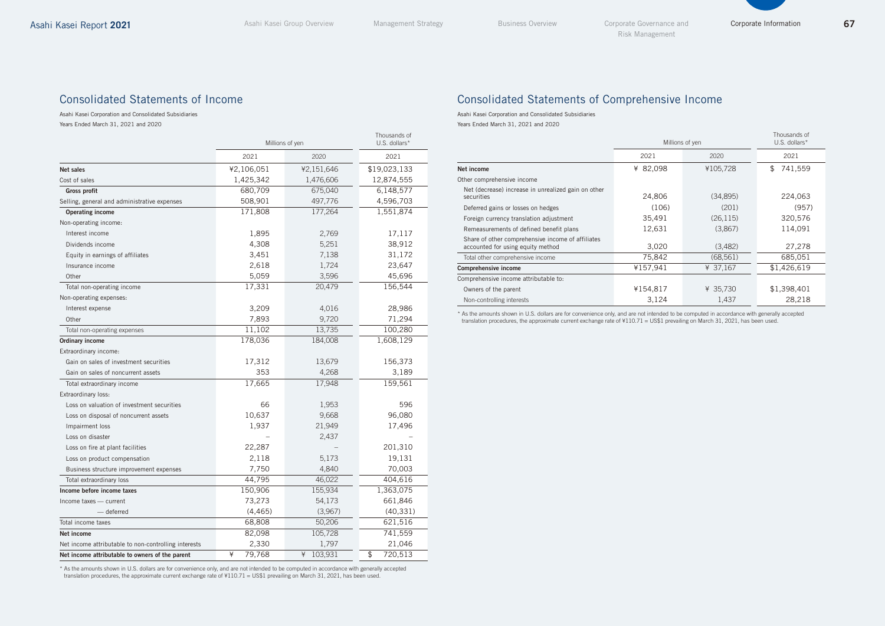## Consolidated Statements of Income

Asahi Kasei Corporation and Consolidated Subsidiaries
Years Ended March 31, 2021 and 2020

| | Millions of yen | | Thousands of U.S. dollars* |
|---|---|---|---|
| | 2021 | 2020 | 2021 |
| **Net sales** | ¥2,106,051 | ¥2,151,646 | $19,023,133 |
| Cost of sales | 1,425,342 | 1,476,606 | 12,874,555 |
| **Gross profit** | 680,709 | 675,040 | 6,148,577 |
| Selling, general and administrative expenses | 508,901 | 497,776 | 4,596,703 |
| **Operating income** | 171,808 | 177,264 | 1,551,874 |
| Non-operating income: | | | |
| Interest income | 1,895 | 2,769 | 17,117 |
| Dividends income | 4,308 | 5,251 | 38,912 |
| Equity in earnings of affiliates | 3,451 | 7,138 | 31,172 |
| Insurance income | 2,618 | 1,724 | 23,647 |
| Other | 5,059 | 3,596 | 45,696 |
| Total non-operating income | 17,331 | 20,479 | 156,544 |
| Non-operating expenses: | | | |
| Interest expense | 3,209 | 4,016 | 28,986 |
| Other | 7,893 | 9,720 | 71,294 |
| Total non-operating expenses | 11,102 | 13,735 | 100,280 |
| **Ordinary income** | 178,036 | 184,008 | 1,608,129 |
| Extraordinary income: | | | |
| Gain on sales of investment securities | 17,312 | 13,679 | 156,373 |
| Gain on sales of noncurrent assets | 353 | 4,268 | 3,189 |
| Total extraordinary income | 17,665 | 17,948 | 159,561 |
| Extraordinary loss: | | | |
| Loss on valuation of investment securities | 66 | 1,953 | 596 |
| Loss on disposal of noncurrent assets | 10,637 | 9,668 | 96,080 |
| Impairment loss | 1,937 | 21,949 | 17,496 |
| Loss on disaster | – | 2,437 | – |
| Loss on fire at plant facilities | 22,287 | – | 201,310 |
| Loss on product compensation | 2,118 | 5,173 | 19,131 |
| Business structure improvement expenses | 7,750 | 4,840 | 70,003 |
| Total extraordinary loss | 44,795 | 46,022 | 404,616 |
| **Income before income taxes** | 150,906 | 155,934 | 1,363,075 |
| Income taxes — current | 73,273 | 54,173 | 661,846 |
| — deferred | (4,465) | (3,967) | (40,331) |
| Total income taxes | 68,808 | 50,206 | 621,516 |
| **Net income** | 82,098 | 105,728 | 741,559 |
| Net income attributable to non-controlling interests | 2,330 | 1,797 | 21,046 |
| **Net income attributable to owners of the parent** | ¥ 79,768 | ¥ 103,931 | $ 720,513 |

* As the amounts shown in U.S. dollars are for convenience only, and are not intended to be computed in accordance with generally accepted translation procedures, the approximate current exchange rate of ¥110.71 = US$1 prevailing on March 31, 2021, has been used.

## Consolidated Statements of Comprehensive Income

Asahi Kasei Corporation and Consolidated Subsidiaries
Years Ended March 31, 2021 and 2020

| | Millions of yen | | Thousands of U.S. dollars* |
|---|---|---|---|
| | 2021 | 2020 | 2021 |
| **Net income** | ¥ 82,098 | ¥105,728 | $ 741,559 |
| Other comprehensive income | | | |
| Net (decrease) increase in unrealized gain on other securities | 24,806 | (34,895) | 224,063 |
| Deferred gains or losses on hedges | (106) | (201) | (957) |
| Foreign currency translation adjustment | 35,491 | (26,115) | 320,576 |
| Remeasurements of defined benefit plans | 12,631 | (3,867) | 114,091 |
| Share of other comprehensive income of affiliates accounted for using equity method | 3,020 | (3,482) | 27,278 |
| Total other comprehensive income | 75,842 | (68,561) | 685,051 |
| **Comprehensive income** | ¥157,941 | ¥ 37,167 | $1,426,619 |
| Comprehensive income attributable to: | | | |
| Owners of the parent | ¥154,817 | ¥ 35,730 | $1,398,401 |
| Non-controlling interests | 3,124 | 1,437 | 28,218 |

* As the amounts shown in U.S. dollars are for convenience only, and are not intended to be computed in accordance with generally accepted translation procedures, the approximate current exchange rate of ¥110.71 = US$1 prevailing on March 31, 2021, has been used.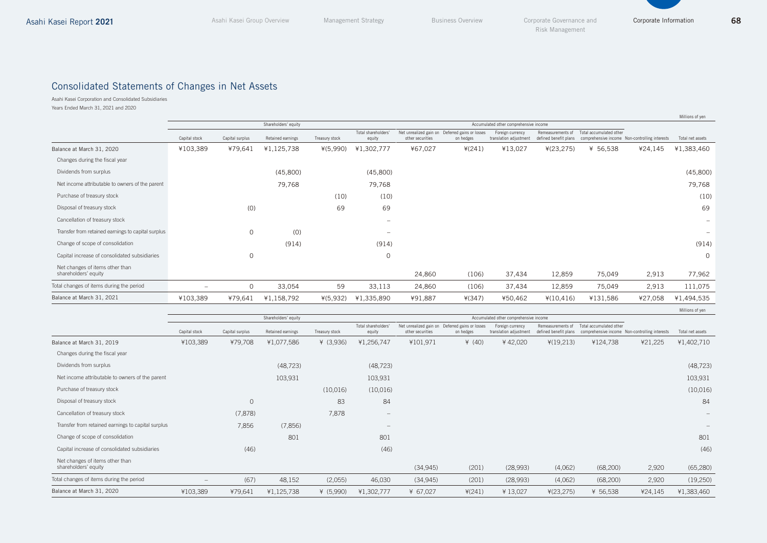# Consolidated Statements of Changes in Net Assets

Asahi Kasei Corporation and Consolidated Subsidiaries
Years Ended March 31, 2021 and 2020

Millions of yen

| | Shareholders' equity | | | | | Accumulated other comprehensive income | | | | | | |
|---|---|---|---|---|---|---|---|---|---|---|---|---|
| | Capital stock | Capital surplus | Retained earnings | Treasury stock | Total shareholders' equity | Net unrealized gain on other securities | Deferred gains or losses on hedges | Foreign currency translation adjustment | Remeasurements of defined benefit plans | Total accumulated other comprehensive income | Non-controlling interests | Total net assets |
| Balance at March 31, 2020 | ¥103,389 | ¥79,641 | ¥1,125,738 | ¥(5,990) | ¥1,302,777 | ¥67,027 | ¥(241) | ¥13,027 | ¥(23,275) | ¥ 56,538 | ¥24,145 | ¥1,383,460 |
| Changes during the fiscal year | | | | | | | | | | | | |
| Dividends from surplus | | | (45,800) | | (45,800) | | | | | | | (45,800) |
| Net income attributable to owners of the parent | | | 79,768 | | 79,768 | | | | | | | 79,768 |
| Purchase of treasury stock | | | | (10) | (10) | | | | | | | (10) |
| Disposal of treasury stock | | (0) | | 69 | 69 | | | | | | | 69 |
| Cancellation of treasury stock | | | | | – | | | | | | | – |
| Transfer from retained earnings to capital surplus | | 0 | (0) | | – | | | | | | | – |
| Change of scope of consolidation | | | (914) | | (914) | | | | | | | (914) |
| Capital increase of consolidated subsidiaries | | 0 | | | 0 | | | | | | | 0 |
| Net changes of items other than shareholders' equity | | | | | | 24,860 | (106) | 37,434 | 12,859 | 75,049 | 2,913 | 77,962 |
| Total changes of items during the period | – | 0 | 33,054 | 59 | 33,113 | 24,860 | (106) | 37,434 | 12,859 | 75,049 | 2,913 | 111,075 |
| Balance at March 31, 2021 | ¥103,389 | ¥79,641 | ¥1,158,792 | ¥(5,932) | ¥1,335,890 | ¥91,887 | ¥(347) | ¥50,462 | ¥(10,416) | ¥131,586 | ¥27,058 | ¥1,494,535 |

Millions of yen

| | Shareholders' equity | | | | | Accumulated other comprehensive income | | | | | | |
|---|---|---|---|---|---|---|---|---|---|---|---|---|
| | Capital stock | Capital surplus | Retained earnings | Treasury stock | Total shareholders' equity | Net unrealized gain on other securities | Deferred gains or losses on hedges | Foreign currency translation adjustment | Remeasurements of defined benefit plans | Total accumulated other comprehensive income | Non-controlling interests | Total net assets |
| Balance at March 31, 2019 | ¥103,389 | ¥79,708 | ¥1,077,586 | ¥ (3,936) | ¥1,256,747 | ¥101,971 | ¥ (40) | ¥ 42,020 | ¥(19,213) | ¥124,738 | ¥21,225 | ¥1,402,710 |
| Changes during the fiscal year | | | | | | | | | | | | |
| Dividends from surplus | | | (48,723) | | (48,723) | | | | | | | (48,723) |
| Net income attributable to owners of the parent | | | 103,931 | | 103,931 | | | | | | | 103,931 |
| Purchase of treasury stock | | | | (10,016) | (10,016) | | | | | | | (10,016) |
| Disposal of treasury stock | | 0 | | 83 | 84 | | | | | | | 84 |
| Cancellation of treasury stock | | (7,878) | | 7,878 | – | | | | | | | – |
| Transfer from retained earnings to capital surplus | | 7,856 | (7,856) | | – | | | | | | | – |
| Change of scope of consolidation | | | 801 | | 801 | | | | | | | 801 |
| Capital increase of consolidated subsidiaries | | (46) | | | (46) | | | | | | | (46) |
| Net changes of items other than shareholders' equity | | | | | | (34,945) | (201) | (28,993) | (4,062) | (68,200) | 2,920 | (65,280) |
| Total changes of items during the period | – | (67) | 48,152 | (2,055) | 46,030 | (34,945) | (201) | (28,993) | (4,062) | (68,200) | 2,920 | (19,250) |
| Balance at March 31, 2020 | ¥103,389 | ¥79,641 | ¥1,125,738 | ¥ (5,990) | ¥1,302,777 | ¥ 67,027 | ¥(241) | ¥ 13,027 | ¥(23,275) | ¥ 56,538 | ¥24,145 | ¥1,383,460 |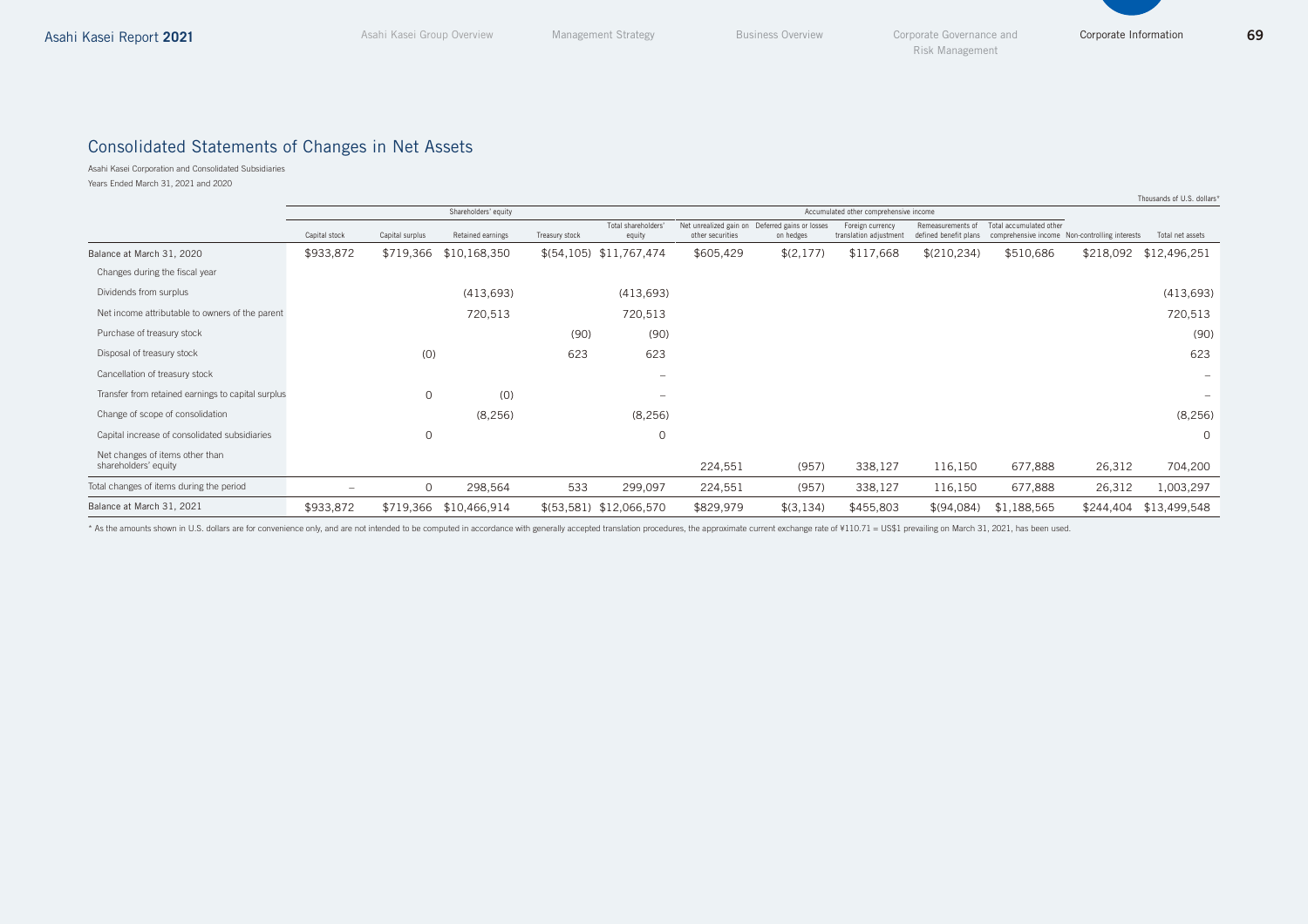## Consolidated Statements of Changes in Net Assets

Asahi Kasei Corporation and Consolidated Subsidiaries
Years Ended March 31, 2021 and 2020

Thousands of U.S. dollars*

| | Shareholders' equity | | | | | Accumulated other comprehensive income | | | | | | |
|---|---|---|---|---|---|---|---|---|---|---|---|---|
| | Capital stock | Capital surplus | Retained earnings | Treasury stock | Total shareholders' equity | Net unrealized gain on other securities | Deferred gains or losses on hedges | Foreign currency translation adjustment | Remeasurements of defined benefit plans | Total accumulated other comprehensive income | Non-controlling interests | Total net assets |
| Balance at March 31, 2020 | $933,872 | $719,366 | $10,168,350 | $(54,105) | $11,767,474 | $605,429 | $(2,177) | $117,668 | $(210,234) | $510,686 | $218,092 | $12,496,251 |
| Changes during the fiscal year | | | | | | | | | | | | |
| Dividends from surplus | | | (413,693) | | (413,693) | | | | | | | (413,693) |
| Net income attributable to owners of the parent | | | 720,513 | | 720,513 | | | | | | | 720,513 |
| Purchase of treasury stock | | | | (90) | (90) | | | | | | | (90) |
| Disposal of treasury stock | | (0) | | 623 | 623 | | | | | | | 623 |
| Cancellation of treasury stock | | | | | – | | | | | | | – |
| Transfer from retained earnings to capital surplus | | 0 | (0) | | – | | | | | | | – |
| Change of scope of consolidation | | | (8,256) | | (8,256) | | | | | | | (8,256) |
| Capital increase of consolidated subsidiaries | | 0 | | | 0 | | | | | | | 0 |
| Net changes of items other than shareholders' equity | | | | | | 224,551 | (957) | 338,127 | 116,150 | 677,888 | 26,312 | 704,200 |
| Total changes of items during the period | – | 0 | 298,564 | 533 | 299,097 | 224,551 | (957) | 338,127 | 116,150 | 677,888 | 26,312 | 1,003,297 |
| Balance at March 31, 2021 | $933,872 | $719,366 | $10,466,914 | $(53,581) | $12,066,570 | $829,979 | $(3,134) | $455,803 | $(94,084) | $1,188,565 | $244,404 | $13,499,548 |

* As the amounts shown in U.S. dollars are for convenience only, and are not intended to be computed in accordance with generally accepted translation procedures, the approximate current exchange rate of ¥110.71 = US$1 prevailing on March 31, 2021, has been used.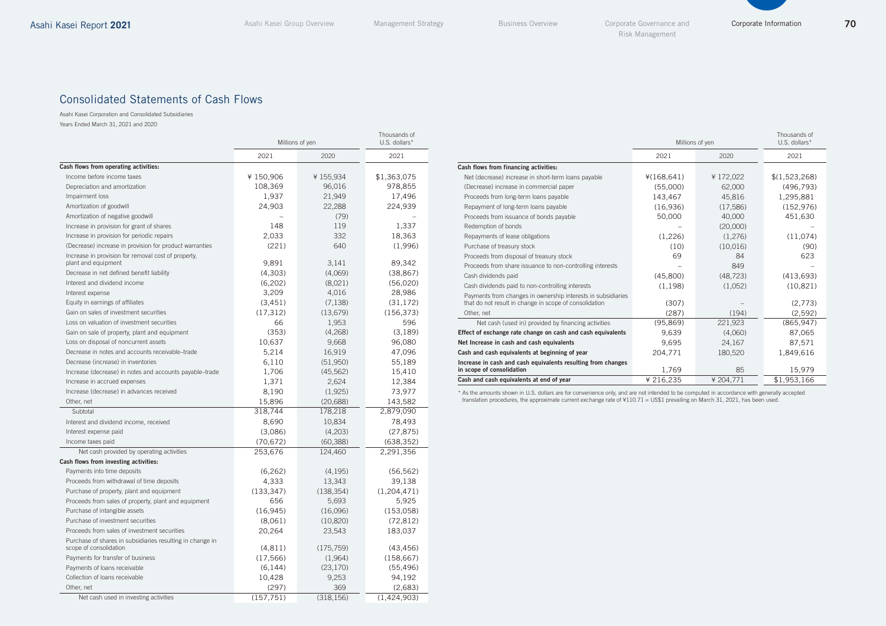# Consolidated Statements of Cash Flows

Asahi Kasei Corporation and Consolidated Subsidiaries

Years Ended March 31, 2021 and 2020

| | Millions of yen | | Thousands of U.S. dollars* |
|---|---|---|---|
| | 2021 | 2020 | 2021 |
| **Cash flows from operating activities:** | | | |
| Income before income taxes | ¥ 150,906 | ¥ 155,934 | $1,363,075 |
| Depreciation and amortization | 108,369 | 96,016 | 978,855 |
| Impairment loss | 1,937 | 21,949 | 17,496 |
| Amortization of goodwill | 24,903 | 22,288 | 224,939 |
| Amortization of negative goodwill | – | (79) | – |
| Increase in provision for grant of shares | 148 | 119 | 1,337 |
| Increase in provision for periodic repairs | 2,033 | 332 | 18,363 |
| (Decrease) increase in provision for product warranties | (221) | 640 | (1,996) |
| Increase in provision for removal cost of property, plant and equipment | 9,891 | 3,141 | 89,342 |
| Decrease in net defined benefit liability | (4,303) | (4,069) | (38,867) |
| Interest and dividend income | (6,202) | (8,021) | (56,020) |
| Interest expense | 3,209 | 4,016 | 28,986 |
| Equity in earnings of affiliates | (3,451) | (7,138) | (31,172) |
| Gain on sales of investment securities | (17,312) | (13,679) | (156,373) |
| Loss on valuation of investment securities | 66 | 1,953 | 596 |
| Gain on sale of property, plant and equipment | (353) | (4,268) | (3,189) |
| Loss on disposal of noncurrent assets | 10,637 | 9,668 | 96,080 |
| Decrease in notes and accounts receivable–trade | 5,214 | 16,919 | 47,096 |
| Decrease (increase) in inventories | 6,110 | (51,950) | 55,189 |
| Increase (decrease) in notes and accounts payable–trade | 1,706 | (45,562) | 15,410 |
| Increase in accrued expenses | 1,371 | 2,624 | 12,384 |
| Increase (decrease) in advances received | 8,190 | (1,925) | 73,977 |
| Other, net | 15,896 | (20,688) | 143,582 |
| Subtotal | 318,744 | 178,218 | 2,879,090 |
| Interest and dividend income, received | 8,690 | 10,834 | 78,493 |
| Interest expense paid | (3,086) | (4,203) | (27,875) |
| Income taxes paid | (70,672) | (60,388) | (638,352) |
| Net cash provided by operating activities | 253,676 | 124,460 | 2,291,356 |
| **Cash flows from investing activities:** | | | |
| Payments into time deposits | (6,262) | (4,195) | (56,562) |
| Proceeds from withdrawal of time deposits | 4,333 | 13,343 | 39,138 |
| Purchase of property, plant and equipment | (133,347) | (138,354) | (1,204,471) |
| Proceeds from sales of property, plant and equipment | 656 | 5,693 | 5,925 |
| Purchase of intangible assets | (16,945) | (16,096) | (153,058) |
| Purchase of investment securities | (8,061) | (10,820) | (72,812) |
| Proceeds from sales of investment securities | 20,264 | 23,543 | 183,037 |
| Purchase of shares in subsidiaries resulting in change in scope of consolidation | (4,811) | (175,759) | (43,456) |
| Payments for transfer of business | (17,566) | (1,964) | (158,667) |
| Payments of loans receivable | (6,144) | (23,170) | (55,496) |
| Collection of loans receivable | 10,428 | 9,253 | 94,192 |
| Other, net | (297) | 369 | (2,683) |
| Net cash used in investing activities | (157,751) | (318,156) | (1,424,903) |
| **Cash flows from financing activities:** | | | |
| Net (decrease) increase in short-term loans payable | ¥(168,641) | ¥ 172,022 | $(1,523,268) |
| (Decrease) increase in commercial paper | (55,000) | 62,000 | (496,793) |
| Proceeds from long-term loans payable | 143,467 | 45,816 | 1,295,881 |
| Repayment of long-term loans payable | (16,936) | (17,586) | (152,976) |
| Proceeds from issuance of bonds payable | 50,000 | 40,000 | 451,630 |
| Redemption of bonds | – | (20,000) | – |
| Repayments of lease obligations | (1,226) | (1,276) | (11,074) |
| Purchase of treasury stock | (10) | (10,016) | (90) |
| Proceeds from disposal of treasury stock | 69 | 84 | 623 |
| Proceeds from share issuance to non-controlling interests | – | 849 | – |
| Cash dividends paid | (45,800) | (48,723) | (413,693) |
| Cash dividends paid to non-controlling interests | (1,198) | (1,052) | (10,821) |
| Payments from changes in ownership interests in subsidiaries that do not result in change in scope of consolidation | (307) | – | (2,773) |
| Other, net | (287) | (194) | (2,592) |
| Net cash (used in) provided by financing activities | (95,869) | 221,923 | (865,947) |
| **Effect of exchange rate change on cash and cash equivalents** | 9,639 | (4,060) | 87,065 |
| **Net Increase in cash and cash equivalents** | 9,695 | 24,167 | 87,571 |
| **Cash and cash equivalents at beginning of year** | 204,771 | 180,520 | 1,849,616 |
| **Increase in cash and cash equivalents resulting from changes in scope of consolidation** | 1,769 | 85 | 15,979 |
| **Cash and cash equivalents at end of year** | ¥ 216,235 | ¥ 204,771 | $1,953,166 |

* As the amounts shown in U.S. dollars are for convenience only, and are not intended to be computed in accordance with generally accepted translation procedures, the approximate current exchange rate of ¥110.71 = US$1 prevailing on March 31, 2021, has been used.